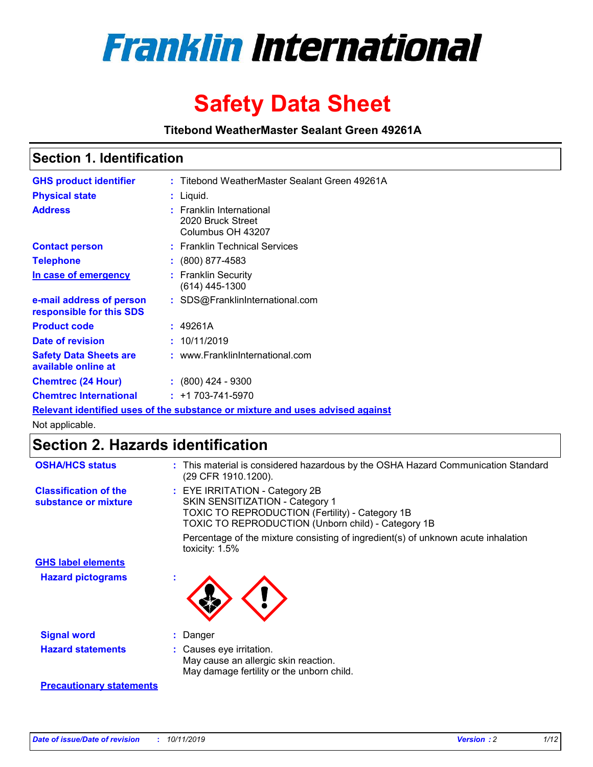# Franklin International

# Safety Data Sheet

**Titebond WeatherMaster Sealant Green 49261A**

## Section 1. Identification

| | | |
|---|---|---|
| **GHS product identifier** | : | Titebond WeatherMaster Sealant Green 49261A |
| **Physical state** | : | Liquid. |
| **Address** | : | Franklin International<br>2020 Bruck Street<br>Columbus OH 43207 |
| **Contact person** | : | Franklin Technical Services |
| **Telephone** | : | (800) 877-4583 |
| **In case of emergency** | : | Franklin Security<br>(614) 445-1300 |
| **e-mail address of person responsible for this SDS** | : | SDS@FranklinInternational.com |
| **Product code** | : | 49261A |
| **Date of revision** | : | 10/11/2019 |
| **Safety Data Sheets are available online at** | : | www.FranklinInternational.com |
| **Chemtrec (24 Hour)** | : | (800) 424 - 9300 |
| **Chemtrec International** | : | +1 703-741-5970 |

**Relevant identified uses of the substance or mixture and uses advised against**

Not applicable.

## Section 2. Hazards identification

| | | |
|---|---|---|
| **OSHA/HCS status** | : | This material is considered hazardous by the OSHA Hazard Communication Standard (29 CFR 1910.1200). |
| **Classification of the substance or mixture** | : | EYE IRRITATION - Category 2B<br>SKIN SENSITIZATION - Category 1<br>TOXIC TO REPRODUCTION (Fertility) - Category 1B<br>TOXIC TO REPRODUCTION (Unborn child) - Category 1B<br><br>Percentage of the mixture consisting of ingredient(s) of unknown acute inhalation toxicity: 1.5% |

**GHS label elements**

| | | |
|---|---|---|
| **Hazard pictograms** | : | |
| **Signal word** | : | Danger |
| **Hazard statements** | : | Causes eye irritation.<br>May cause an allergic skin reaction.<br>May damage fertility or the unborn child. |

**Precautionary statements**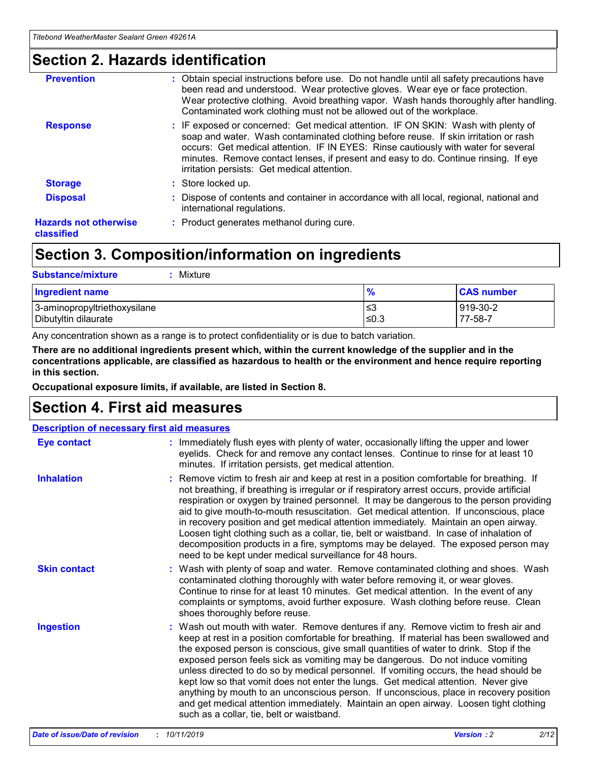## Section 2. Hazards identification

**Prevention** : Obtain special instructions before use. Do not handle until all safety precautions have been read and understood. Wear protective gloves. Wear eye or face protection. Wear protective clothing. Avoid breathing vapor. Wash hands thoroughly after handling. Contaminated work clothing must not be allowed out of the workplace.

**Response** : IF exposed or concerned: Get medical attention. IF ON SKIN: Wash with plenty of soap and water. Wash contaminated clothing before reuse. If skin irritation or rash occurs: Get medical attention. IF IN EYES: Rinse cautiously with water for several minutes. Remove contact lenses, if present and easy to do. Continue rinsing. If eye irritation persists: Get medical attention.

**Storage** : Store locked up.

**Disposal** : Dispose of contents and container in accordance with all local, regional, national and international regulations.

**Hazards not otherwise classified** : Product generates methanol during cure.

## Section 3. Composition/information on ingredients

**Substance/mixture** : Mixture

| Ingredient name | % | CAS number |
|---|---|---|
| 3-aminopropyltriethoxysilane | ≤3 | 919-30-2 |
| Dibutyltin dilaurate | ≤0.3 | 77-58-7 |

Any concentration shown as a range is to protect confidentiality or is due to batch variation.

**There are no additional ingredients present which, within the current knowledge of the supplier and in the concentrations applicable, are classified as hazardous to health or the environment and hence require reporting in this section.**

**Occupational exposure limits, if available, are listed in Section 8.**

## Section 4. First aid measures

**Description of necessary first aid measures**

**Eye contact** : Immediately flush eyes with plenty of water, occasionally lifting the upper and lower eyelids. Check for and remove any contact lenses. Continue to rinse for at least 10 minutes. If irritation persists, get medical attention.

**Inhalation** : Remove victim to fresh air and keep at rest in a position comfortable for breathing. If not breathing, if breathing is irregular or if respiratory arrest occurs, provide artificial respiration or oxygen by trained personnel. It may be dangerous to the person providing aid to give mouth-to-mouth resuscitation. Get medical attention. If unconscious, place in recovery position and get medical attention immediately. Maintain an open airway. Loosen tight clothing such as a collar, tie, belt or waistband. In case of inhalation of decomposition products in a fire, symptoms may be delayed. The exposed person may need to be kept under medical surveillance for 48 hours.

**Skin contact** : Wash with plenty of soap and water. Remove contaminated clothing and shoes. Wash contaminated clothing thoroughly with water before removing it, or wear gloves. Continue to rinse for at least 10 minutes. Get medical attention. In the event of any complaints or symptoms, avoid further exposure. Wash clothing before reuse. Clean shoes thoroughly before reuse.

**Ingestion** : Wash out mouth with water. Remove dentures if any. Remove victim to fresh air and keep at rest in a position comfortable for breathing. If material has been swallowed and the exposed person is conscious, give small quantities of water to drink. Stop if the exposed person feels sick as vomiting may be dangerous. Do not induce vomiting unless directed to do so by medical personnel. If vomiting occurs, the head should be kept low so that vomit does not enter the lungs. Get medical attention. Never give anything by mouth to an unconscious person. If unconscious, place in recovery position and get medical attention immediately. Maintain an open airway. Loosen tight clothing such as a collar, tie, belt or waistband.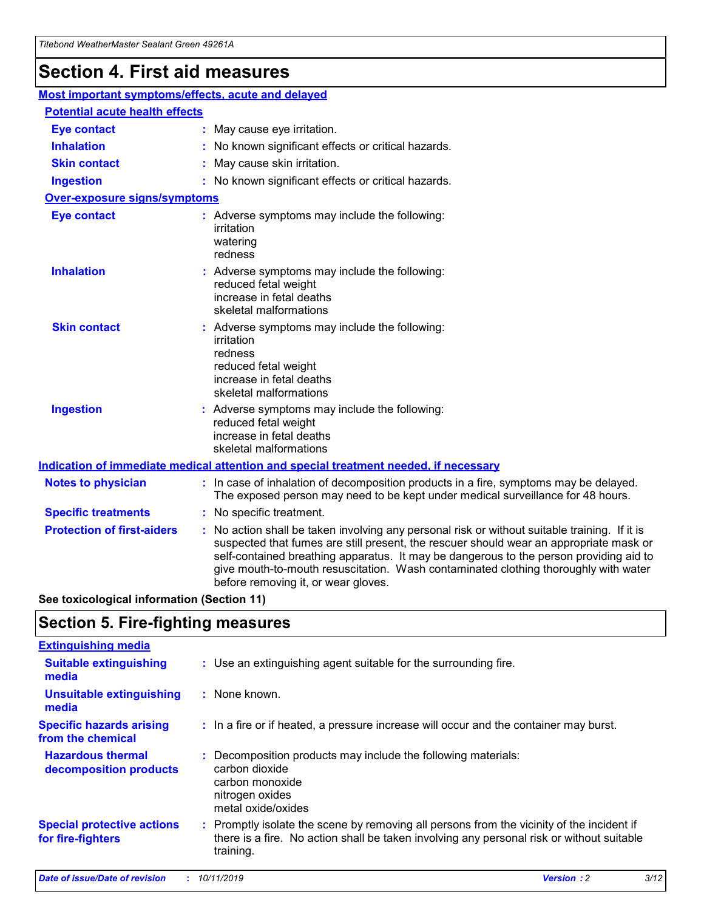# Section 4. First aid measures

## Most important symptoms/effects, acute and delayed

### Potential acute health effects

**Eye contact** : May cause eye irritation.

**Inhalation** : No known significant effects or critical hazards.

**Skin contact** : May cause skin irritation.

**Ingestion** : No known significant effects or critical hazards.

### Over-exposure signs/symptoms

**Eye contact** : Adverse symptoms may include the following:
irritation
watering
redness

**Inhalation** : Adverse symptoms may include the following:
reduced fetal weight
increase in fetal deaths
skeletal malformations

**Skin contact** : Adverse symptoms may include the following:
irritation
redness
reduced fetal weight
increase in fetal deaths
skeletal malformations

**Ingestion** : Adverse symptoms may include the following:
reduced fetal weight
increase in fetal deaths
skeletal malformations

## Indication of immediate medical attention and special treatment needed, if necessary

**Notes to physician** : In case of inhalation of decomposition products in a fire, symptoms may be delayed. The exposed person may need to be kept under medical surveillance for 48 hours.

**Specific treatments** : No specific treatment.

**Protection of first-aiders** : No action shall be taken involving any personal risk or without suitable training. If it is suspected that fumes are still present, the rescuer should wear an appropriate mask or self-contained breathing apparatus. It may be dangerous to the person providing aid to give mouth-to-mouth resuscitation. Wash contaminated clothing thoroughly with water before removing it, or wear gloves.

**See toxicological information (Section 11)**

# Section 5. Fire-fighting measures

## Extinguishing media

**Suitable extinguishing media** : Use an extinguishing agent suitable for the surrounding fire.

**Unsuitable extinguishing media** : None known.

**Specific hazards arising from the chemical** : In a fire or if heated, a pressure increase will occur and the container may burst.

**Hazardous thermal decomposition products** : Decomposition products may include the following materials:
carbon dioxide
carbon monoxide
nitrogen oxides
metal oxide/oxides

**Special protective actions for fire-fighters** : Promptly isolate the scene by removing all persons from the vicinity of the incident if there is a fire. No action shall be taken involving any personal risk or without suitable training.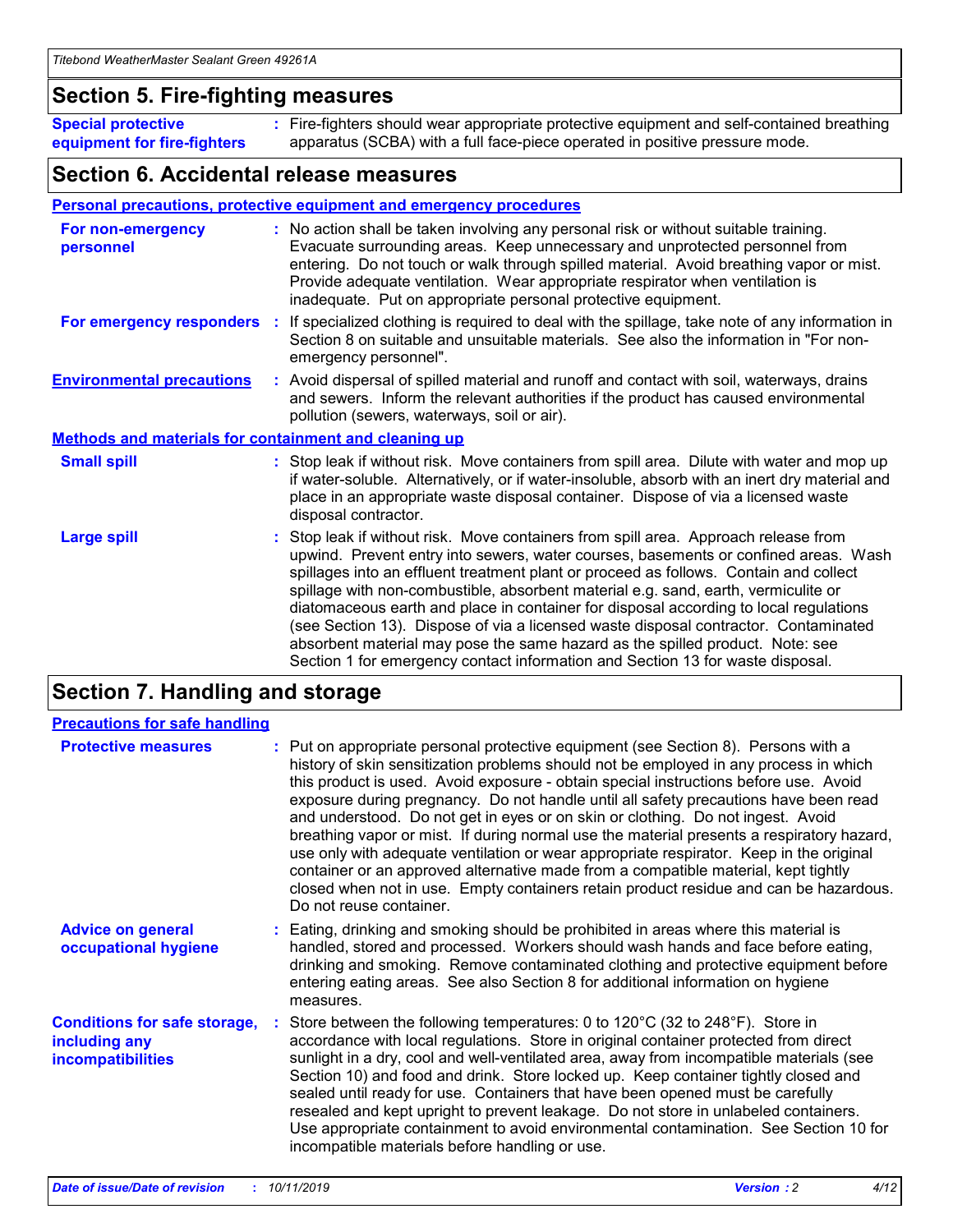## Section 5. Fire-fighting measures

**Special protective equipment for fire-fighters** : Fire-fighters should wear appropriate protective equipment and self-contained breathing apparatus (SCBA) with a full face-piece operated in positive pressure mode.

## Section 6. Accidental release measures

### Personal precautions, protective equipment and emergency procedures

**For non-emergency personnel** : No action shall be taken involving any personal risk or without suitable training. Evacuate surrounding areas. Keep unnecessary and unprotected personnel from entering. Do not touch or walk through spilled material. Avoid breathing vapor or mist. Provide adequate ventilation. Wear appropriate respirator when ventilation is inadequate. Put on appropriate personal protective equipment.

**For emergency responders** : If specialized clothing is required to deal with the spillage, take note of any information in Section 8 on suitable and unsuitable materials. See also the information in "For non-emergency personnel".

**Environmental precautions** : Avoid dispersal of spilled material and runoff and contact with soil, waterways, drains and sewers. Inform the relevant authorities if the product has caused environmental pollution (sewers, waterways, soil or air).

### Methods and materials for containment and cleaning up

**Small spill** : Stop leak if without risk. Move containers from spill area. Dilute with water and mop up if water-soluble. Alternatively, or if water-insoluble, absorb with an inert dry material and place in an appropriate waste disposal container. Dispose of via a licensed waste disposal contractor.

**Large spill** : Stop leak if without risk. Move containers from spill area. Approach release from upwind. Prevent entry into sewers, water courses, basements or confined areas. Wash spillages into an effluent treatment plant or proceed as follows. Contain and collect spillage with non-combustible, absorbent material e.g. sand, earth, vermiculite or diatomaceous earth and place in container for disposal according to local regulations (see Section 13). Dispose of via a licensed waste disposal contractor. Contaminated absorbent material may pose the same hazard as the spilled product. Note: see Section 1 for emergency contact information and Section 13 for waste disposal.

## Section 7. Handling and storage

### Precautions for safe handling

**Protective measures** : Put on appropriate personal protective equipment (see Section 8). Persons with a history of skin sensitization problems should not be employed in any process in which this product is used. Avoid exposure - obtain special instructions before use. Avoid exposure during pregnancy. Do not handle until all safety precautions have been read and understood. Do not get in eyes or on skin or clothing. Do not ingest. Avoid breathing vapor or mist. If during normal use the material presents a respiratory hazard, use only with adequate ventilation or wear appropriate respirator. Keep in the original container or an approved alternative made from a compatible material, kept tightly closed when not in use. Empty containers retain product residue and can be hazardous. Do not reuse container.

**Advice on general occupational hygiene** : Eating, drinking and smoking should be prohibited in areas where this material is handled, stored and processed. Workers should wash hands and face before eating, drinking and smoking. Remove contaminated clothing and protective equipment before entering eating areas. See also Section 8 for additional information on hygiene measures.

**Conditions for safe storage, including any incompatibilities** : Store between the following temperatures: 0 to 120°C (32 to 248°F). Store in accordance with local regulations. Store in original container protected from direct sunlight in a dry, cool and well-ventilated area, away from incompatible materials (see Section 10) and food and drink. Store locked up. Keep container tightly closed and sealed until ready for use. Containers that have been opened must be carefully resealed and kept upright to prevent leakage. Do not store in unlabeled containers. Use appropriate containment to avoid environmental contamination. See Section 10 for incompatible materials before handling or use.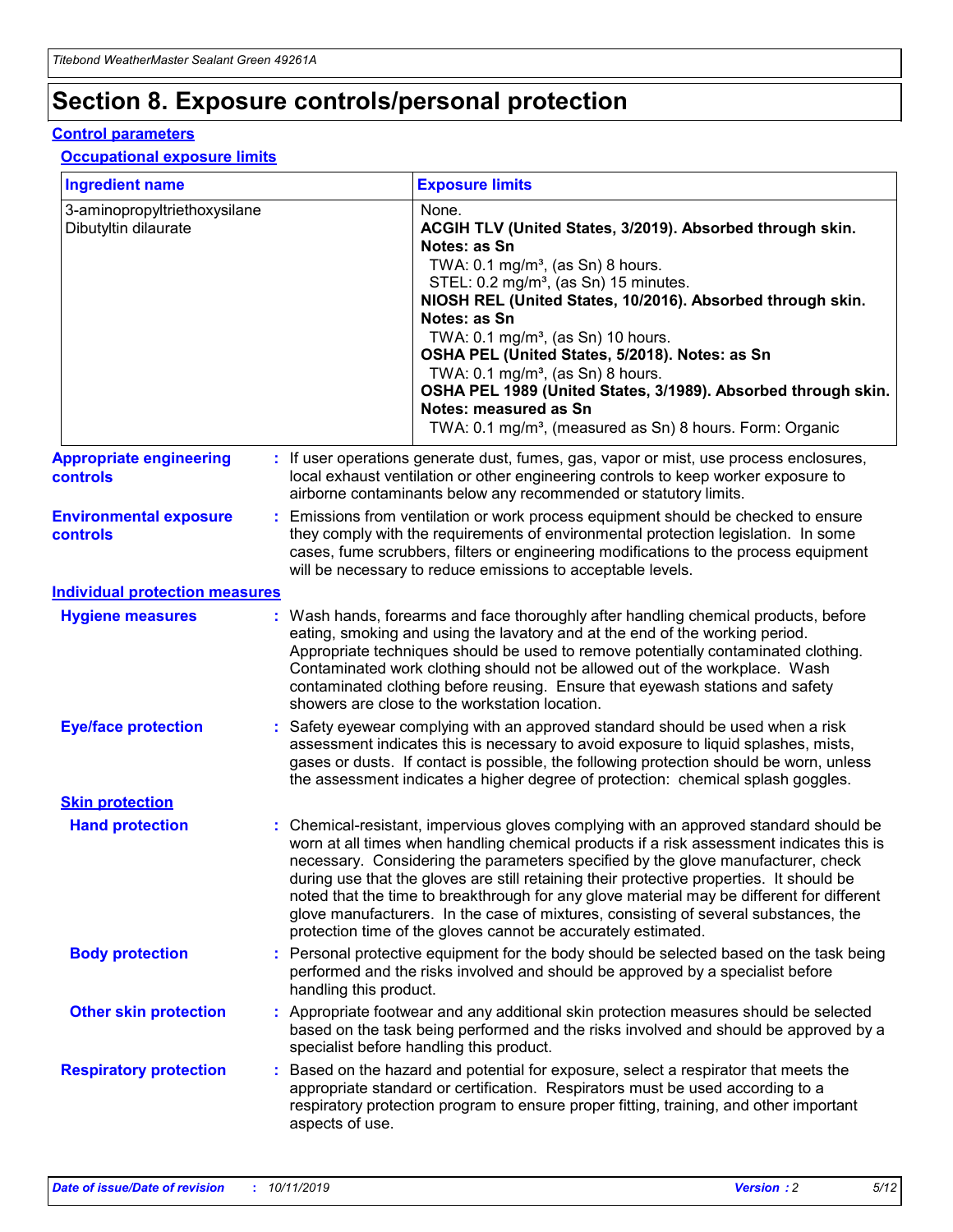# Section 8. Exposure controls/personal protection

## Control parameters

### Occupational exposure limits

| Ingredient name | Exposure limits |
| --- | --- |
| 3-aminopropyltriethoxysilane<br>Dibutyltin dilaurate | None.<br>**ACGIH TLV (United States, 3/2019). Absorbed through skin. Notes: as Sn**<br>TWA: 0.1 mg/m³, (as Sn) 8 hours.<br>STEL: 0.2 mg/m³, (as Sn) 15 minutes.<br>**NIOSH REL (United States, 10/2016). Absorbed through skin. Notes: as Sn**<br>TWA: 0.1 mg/m³, (as Sn) 10 hours.<br>**OSHA PEL (United States, 5/2018). Notes: as Sn**<br>TWA: 0.1 mg/m³, (as Sn) 8 hours.<br>**OSHA PEL 1989 (United States, 3/1989). Absorbed through skin. Notes: measured as Sn**<br>TWA: 0.1 mg/m³, (measured as Sn) 8 hours. Form: Organic |

**Appropriate engineering controls** : If user operations generate dust, fumes, gas, vapor or mist, use process enclosures, local exhaust ventilation or other engineering controls to keep worker exposure to airborne contaminants below any recommended or statutory limits.

**Environmental exposure controls** : Emissions from ventilation or work process equipment should be checked to ensure they comply with the requirements of environmental protection legislation. In some cases, fume scrubbers, filters or engineering modifications to the process equipment will be necessary to reduce emissions to acceptable levels.

## Individual protection measures

**Hygiene measures** : Wash hands, forearms and face thoroughly after handling chemical products, before eating, smoking and using the lavatory and at the end of the working period. Appropriate techniques should be used to remove potentially contaminated clothing. Contaminated work clothing should not be allowed out of the workplace. Wash contaminated clothing before reusing. Ensure that eyewash stations and safety showers are close to the workstation location.

**Eye/face protection** : Safety eyewear complying with an approved standard should be used when a risk assessment indicates this is necessary to avoid exposure to liquid splashes, mists, gases or dusts. If contact is possible, the following protection should be worn, unless the assessment indicates a higher degree of protection: chemical splash goggles.

### Skin protection

**Hand protection** : Chemical-resistant, impervious gloves complying with an approved standard should be worn at all times when handling chemical products if a risk assessment indicates this is necessary. Considering the parameters specified by the glove manufacturer, check during use that the gloves are still retaining their protective properties. It should be noted that the time to breakthrough for any glove material may be different for different glove manufacturers. In the case of mixtures, consisting of several substances, the protection time of the gloves cannot be accurately estimated.

**Body protection** : Personal protective equipment for the body should be selected based on the task being performed and the risks involved and should be approved by a specialist before handling this product.

**Other skin protection** : Appropriate footwear and any additional skin protection measures should be selected based on the task being performed and the risks involved and should be approved by a specialist before handling this product.

**Respiratory protection** : Based on the hazard and potential for exposure, select a respirator that meets the appropriate standard or certification. Respirators must be used according to a respiratory protection program to ensure proper fitting, training, and other important aspects of use.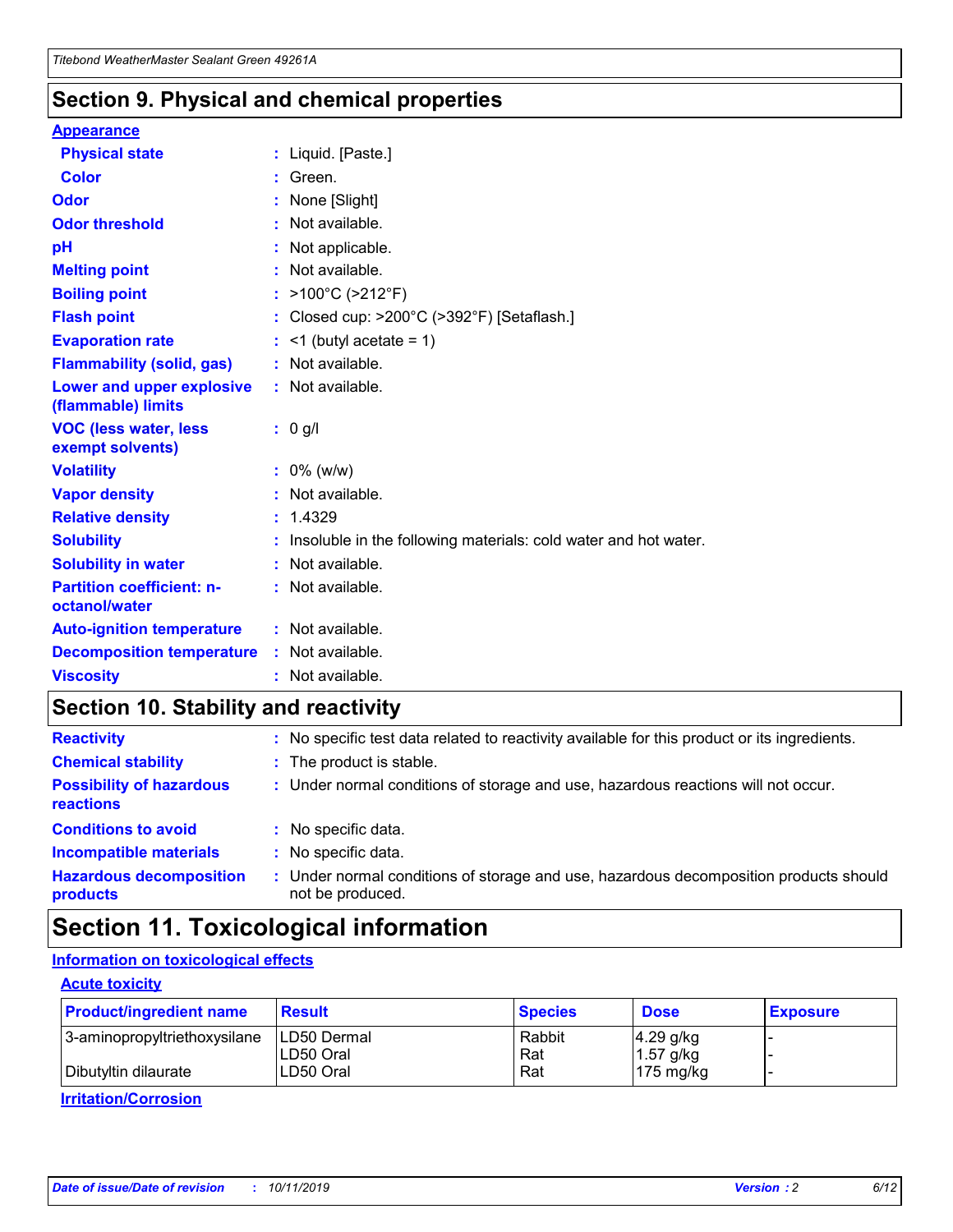## Section 9. Physical and chemical properties

**Appearance**

| | | |
|---|---|---|
| **Physical state** | : | Liquid. [Paste.] |
| **Color** | : | Green. |
| **Odor** | : | None [Slight] |
| **Odor threshold** | : | Not available. |
| **pH** | : | Not applicable. |
| **Melting point** | : | Not available. |
| **Boiling point** | : | >100°C (>212°F) |
| **Flash point** | : | Closed cup: >200°C (>392°F) [Setaflash.] |
| **Evaporation rate** | : | <1 (butyl acetate = 1) |
| **Flammability (solid, gas)** | : | Not available. |
| **Lower and upper explosive (flammable) limits** | : | Not available. |
| **VOC (less water, less exempt solvents)** | : | 0 g/l |
| **Volatility** | : | 0% (w/w) |
| **Vapor density** | : | Not available. |
| **Relative density** | : | 1.4329 |
| **Solubility** | : | Insoluble in the following materials: cold water and hot water. |
| **Solubility in water** | : | Not available. |
| **Partition coefficient: n-octanol/water** | : | Not available. |
| **Auto-ignition temperature** | : | Not available. |
| **Decomposition temperature** | : | Not available. |
| **Viscosity** | : | Not available. |

## Section 10. Stability and reactivity

| | | |
|---|---|---|
| **Reactivity** | : | No specific test data related to reactivity available for this product or its ingredients. |
| **Chemical stability** | : | The product is stable. |
| **Possibility of hazardous reactions** | : | Under normal conditions of storage and use, hazardous reactions will not occur. |
| **Conditions to avoid** | : | No specific data. |
| **Incompatible materials** | : | No specific data. |
| **Hazardous decomposition products** | : | Under normal conditions of storage and use, hazardous decomposition products should not be produced. |

## Section 11. Toxicological information

**Information on toxicological effects**

**Acute toxicity**

| Product/ingredient name | Result | Species | Dose | Exposure |
|---|---|---|---|---|
| 3-aminopropyltriethoxysilane | LD50 Dermal | Rabbit | 4.29 g/kg | - |
| | LD50 Oral | Rat | 1.57 g/kg | - |
| Dibutyltin dilaurate | LD50 Oral | Rat | 175 mg/kg | - |

**Irritation/Corrosion**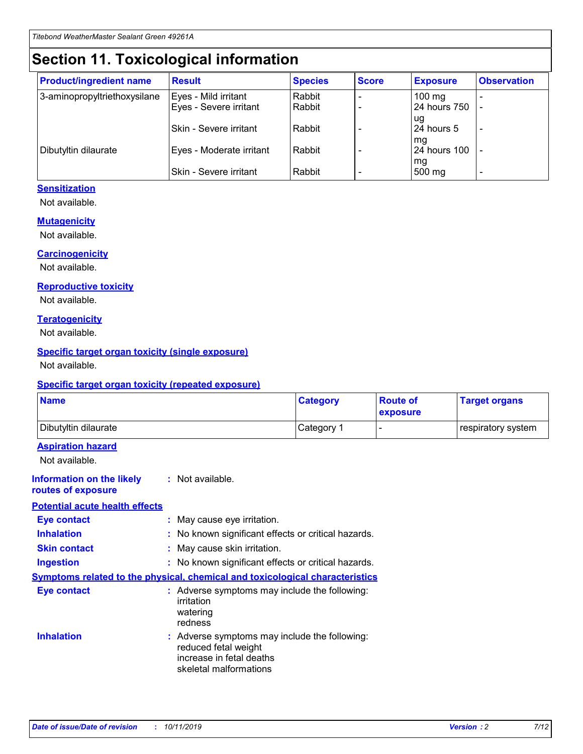# Section 11. Toxicological information

| Product/ingredient name | Result | Species | Score | Exposure | Observation |
|---|---|---|---|---|---|
| 3-aminopropyltriethoxysilane | Eyes - Mild irritant | Rabbit | - | 100 mg | - |
| | Eyes - Severe irritant | Rabbit | - | 24 hours 750 ug | - |
| | Skin - Severe irritant | Rabbit | - | 24 hours 5 mg | - |
| Dibutyltin dilaurate | Eyes - Moderate irritant | Rabbit | - | 24 hours 100 mg | - |
| | Skin - Severe irritant | Rabbit | - | 500 mg | - |

### Sensitization

Not available.

### Mutagenicity

Not available.

### Carcinogenicity

Not available.

### Reproductive toxicity

Not available.

### Teratogenicity

Not available.

### Specific target organ toxicity (single exposure)

Not available.

### Specific target organ toxicity (repeated exposure)

| Name | Category | Route of exposure | Target organs |
|---|---|---|---|
| Dibutyltin dilaurate | Category 1 | - | respiratory system |

### Aspiration hazard

Not available.

**Information on the likely routes of exposure** : Not available.

### Potential acute health effects

**Eye contact** : May cause eye irritation.

**Inhalation** : No known significant effects or critical hazards.

**Skin contact** : May cause skin irritation.

**Ingestion** : No known significant effects or critical hazards.

### Symptoms related to the physical, chemical and toxicological characteristics

**Eye contact** : Adverse symptoms may include the following:
irritation
watering
redness

**Inhalation** : Adverse symptoms may include the following:
reduced fetal weight
increase in fetal deaths
skeletal malformations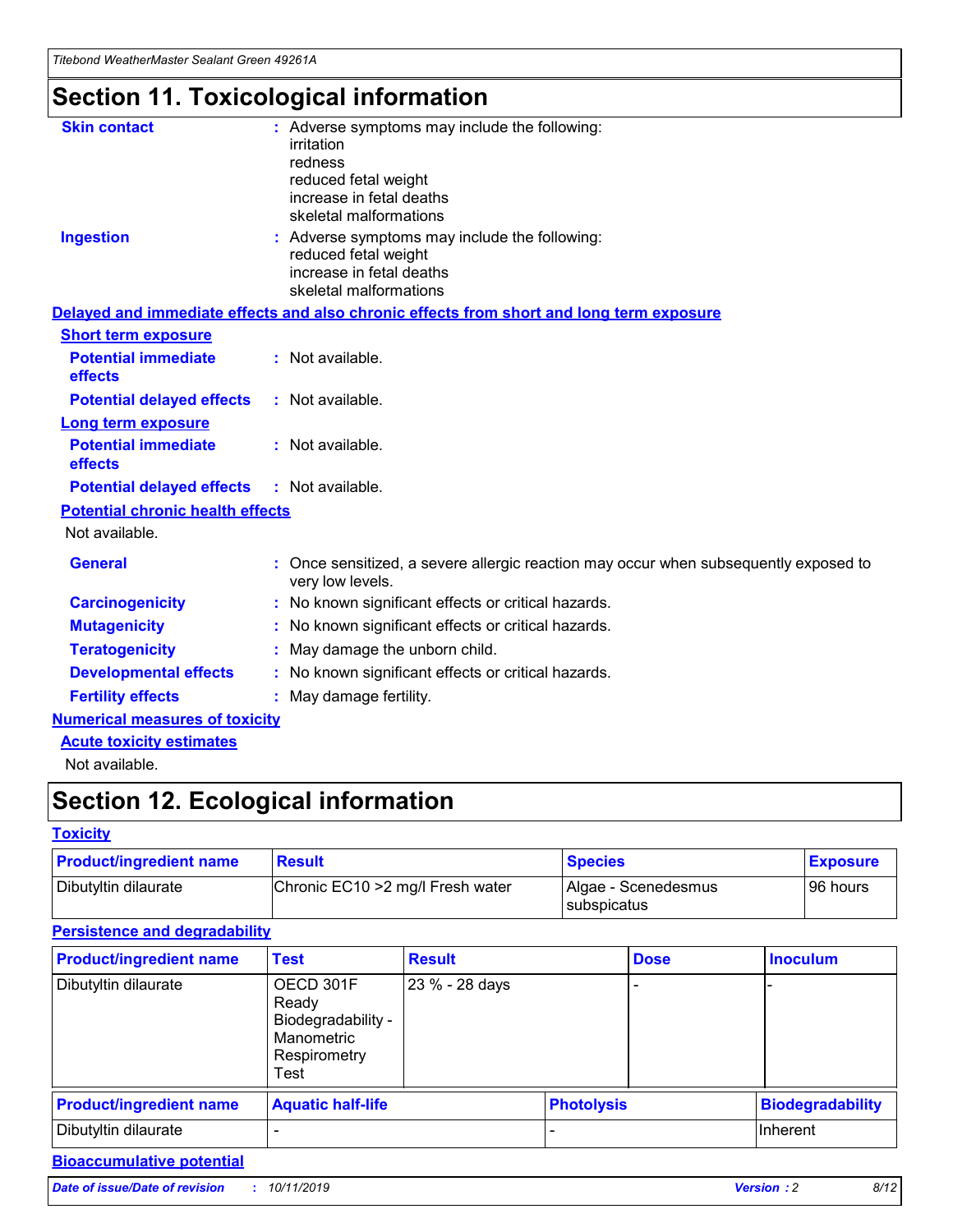# Section 11. Toxicological information

**Skin contact** : Adverse symptoms may include the following:
irritation
redness
reduced fetal weight
increase in fetal deaths
skeletal malformations

**Ingestion** : Adverse symptoms may include the following:
reduced fetal weight
increase in fetal deaths
skeletal malformations

**Delayed and immediate effects and also chronic effects from short and long term exposure**

**Short term exposure**

**Potential immediate effects** : Not available.

**Potential delayed effects** : Not available.

**Long term exposure**

**Potential immediate effects** : Not available.

**Potential delayed effects** : Not available.

**Potential chronic health effects**

Not available.

**General** : Once sensitized, a severe allergic reaction may occur when subsequently exposed to very low levels.

**Carcinogenicity** : No known significant effects or critical hazards.

**Mutagenicity** : No known significant effects or critical hazards.

**Teratogenicity** : May damage the unborn child.

**Developmental effects** : No known significant effects or critical hazards.

**Fertility effects** : May damage fertility.

**Numerical measures of toxicity**

**Acute toxicity estimates**

Not available.

# Section 12. Ecological information

**Toxicity**

| Product/ingredient name | Result | Species | Exposure |
|---|---|---|---|
| Dibutyltin dilaurate | Chronic EC10 >2 mg/l Fresh water | Algae - Scenedesmus subspicatus | 96 hours |

**Persistence and degradability**

| Product/ingredient name | Test | Result | Dose | Inoculum |
|---|---|---|---|---|
| Dibutyltin dilaurate | OECD 301F Ready Biodegradability - Manometric Respirometry Test | 23 % - 28 days | - | - |

| Product/ingredient name | Aquatic half-life | Photolysis | Biodegradability |
|---|---|---|---|
| Dibutyltin dilaurate | - | - | Inherent |

**Bioaccumulative potential**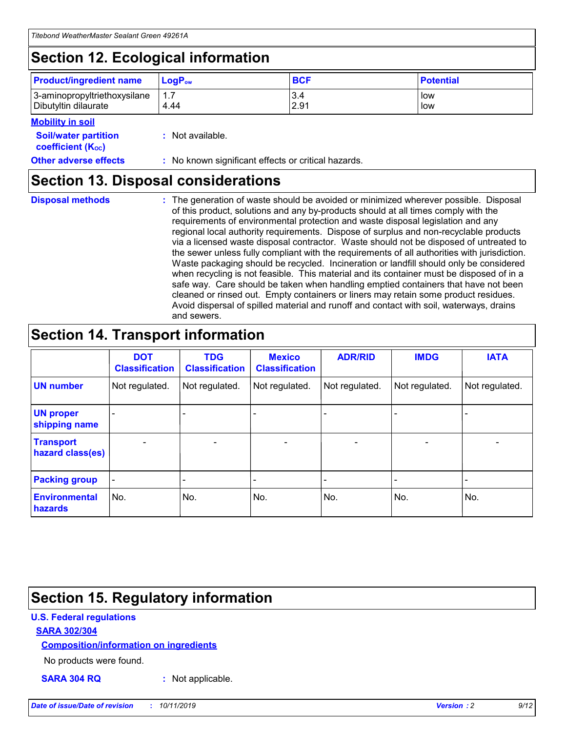## Section 12. Ecological information

| Product/ingredient name | $LogP_{ow}$ | BCF | Potential |
|---|---|---|---|
| 3-aminopropyltriethoxysilane | 1.7 | 3.4 | low |
| Dibutyltin dilaurate | 4.44 | 2.91 | low |

**Mobility in soil**

**Soil/water partition coefficient ($K_{OC}$)** : Not available.

**Other adverse effects** : No known significant effects or critical hazards.

## Section 13. Disposal considerations

**Disposal methods** : The generation of waste should be avoided or minimized wherever possible. Disposal of this product, solutions and any by-products should at all times comply with the requirements of environmental protection and waste disposal legislation and any regional local authority requirements. Dispose of surplus and non-recyclable products via a licensed waste disposal contractor. Waste should not be disposed of untreated to the sewer unless fully compliant with the requirements of all authorities with jurisdiction. Waste packaging should be recycled. Incineration or landfill should only be considered when recycling is not feasible. This material and its container must be disposed of in a safe way. Care should be taken when handling emptied containers that have not been cleaned or rinsed out. Empty containers or liners may retain some product residues. Avoid dispersal of spilled material and runoff and contact with soil, waterways, drains and sewers.

## Section 14. Transport information

| | DOT Classification | TDG Classification | Mexico Classification | ADR/RID | IMDG | IATA |
|---|---|---|---|---|---|---|
| UN number | Not regulated. | Not regulated. | Not regulated. | Not regulated. | Not regulated. | Not regulated. |
| UN proper shipping name | - | - | - | - | - | - |
| Transport hazard class(es) | - | - | - | - | - | - |
| Packing group | - | - | - | - | - | - |
| Environmental hazards | No. | No. | No. | No. | No. | No. |

## Section 15. Regulatory information

**U.S. Federal regulations**

**SARA 302/304**

**Composition/information on ingredients**

No products were found.

**SARA 304 RQ** : Not applicable.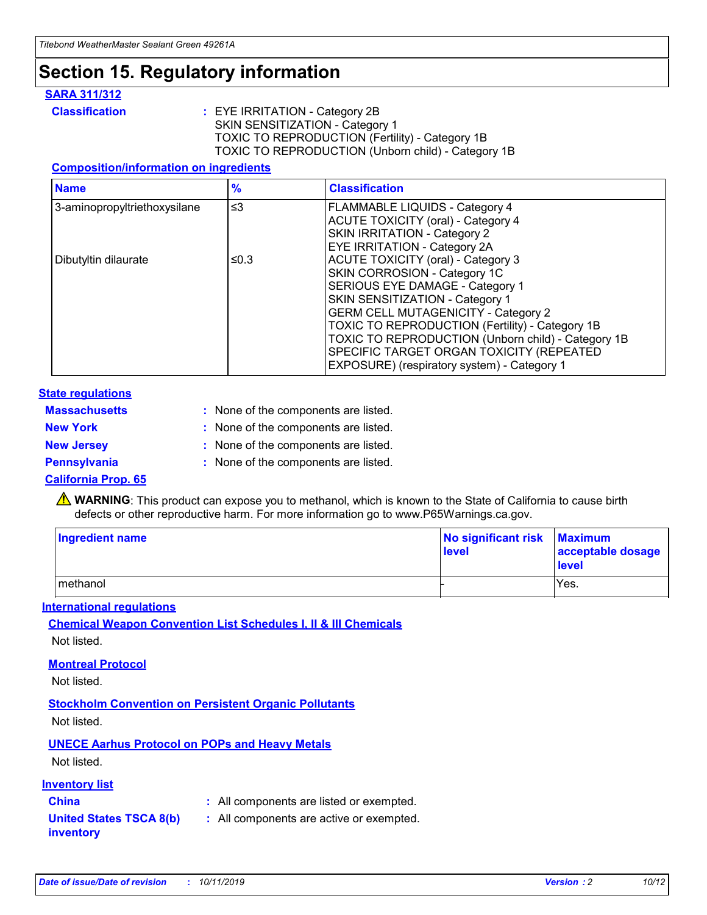# Section 15. Regulatory information

## SARA 311/312

**Classification** : EYE IRRITATION - Category 2B
SKIN SENSITIZATION - Category 1
TOXIC TO REPRODUCTION (Fertility) - Category 1B
TOXIC TO REPRODUCTION (Unborn child) - Category 1B

### Composition/information on ingredients

| Name | % | Classification |
|---|---|---|
| 3-aminopropyltriethoxysilane | ≤3 | FLAMMABLE LIQUIDS - Category 4<br>ACUTE TOXICITY (oral) - Category 4<br>SKIN IRRITATION - Category 2<br>EYE IRRITATION - Category 2A |
| Dibutyltin dilaurate | ≤0.3 | ACUTE TOXICITY (oral) - Category 3<br>SKIN CORROSION - Category 1C<br>SERIOUS EYE DAMAGE - Category 1<br>SKIN SENSITIZATION - Category 1<br>GERM CELL MUTAGENICITY - Category 2<br>TOXIC TO REPRODUCTION (Fertility) - Category 1B<br>TOXIC TO REPRODUCTION (Unborn child) - Category 1B<br>SPECIFIC TARGET ORGAN TOXICITY (REPEATED EXPOSURE) (respiratory system) - Category 1 |

## State regulations

**Massachusetts** : None of the components are listed.

**New York** : None of the components are listed.

**New Jersey** : None of the components are listed.

**Pennsylvania** : None of the components are listed.

## California Prop. 65

⚠ **WARNING**: This product can expose you to methanol, which is known to the State of California to cause birth defects or other reproductive harm. For more information go to www.P65Warnings.ca.gov.

| Ingredient name | No significant risk level | Maximum acceptable dosage level |
|---|---|---|
| methanol | - | Yes. |

## International regulations

### Chemical Weapon Convention List Schedules I, II & III Chemicals

Not listed.

### Montreal Protocol

Not listed.

### Stockholm Convention on Persistent Organic Pollutants

Not listed.

### UNECE Aarhus Protocol on POPs and Heavy Metals

Not listed.

## Inventory list

**China** : All components are listed or exempted.

**United States TSCA 8(b) inventory** : All components are active or exempted.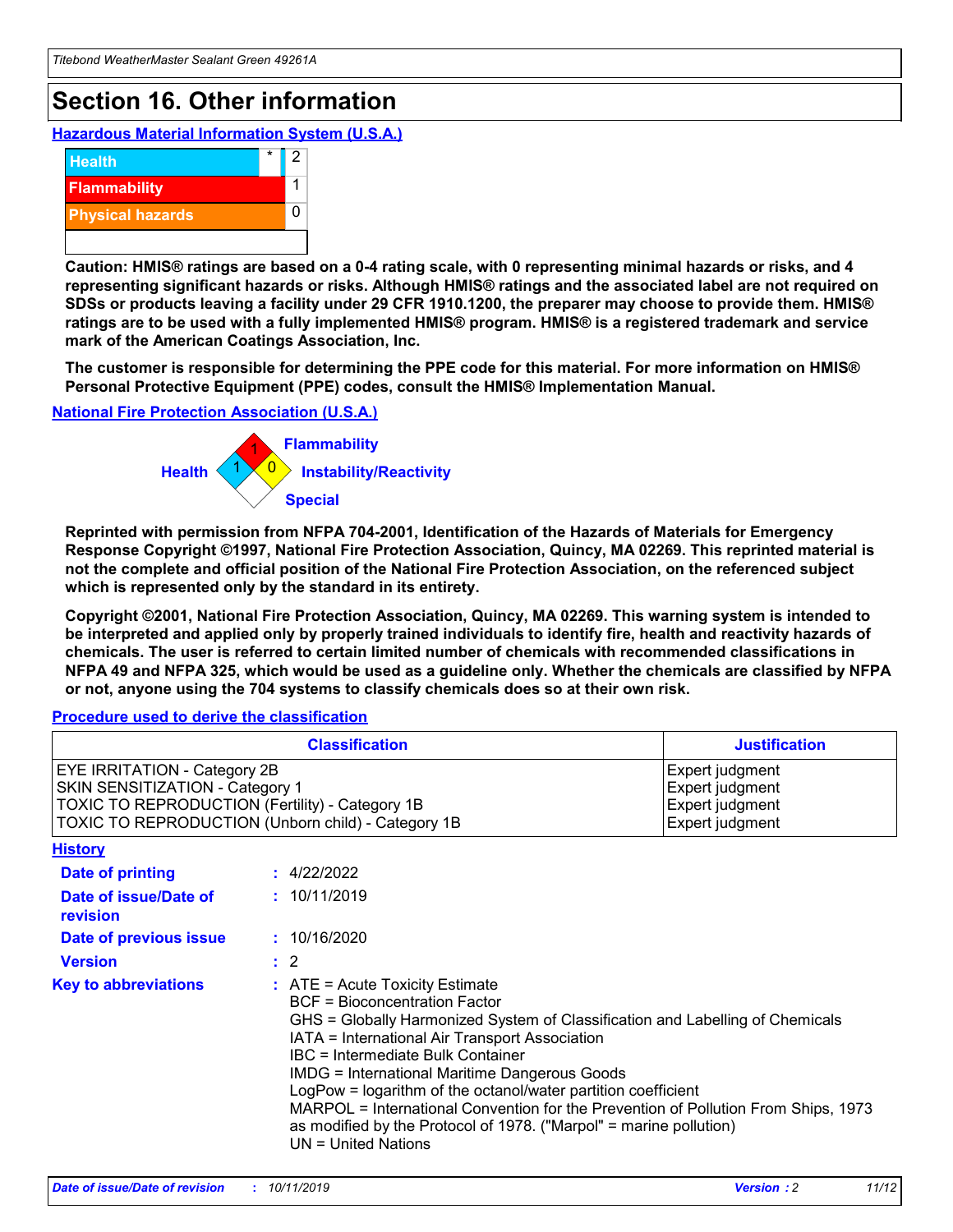# Section 16. Other information

## Hazardous Material Information System (U.S.A.)

| | | |
|---|---|---|
| Health | * | 2 |
| Flammability | | 1 |
| Physical hazards | | 0 |

**Caution: HMIS® ratings are based on a 0-4 rating scale, with 0 representing minimal hazards or risks, and 4 representing significant hazards or risks. Although HMIS® ratings and the associated label are not required on SDSs or products leaving a facility under 29 CFR 1910.1200, the preparer may choose to provide them. HMIS® ratings are to be used with a fully implemented HMIS® program. HMIS® is a registered trademark and service mark of the American Coatings Association, Inc.**

**The customer is responsible for determining the PPE code for this material. For more information on HMIS® Personal Protective Equipment (PPE) codes, consult the HMIS® Implementation Manual.**

## National Fire Protection Association (U.S.A.)

Health: 1
Flammability: 1
Instability/Reactivity: 0
Special:

**Reprinted with permission from NFPA 704-2001, Identification of the Hazards of Materials for Emergency Response Copyright ©1997, National Fire Protection Association, Quincy, MA 02269. This reprinted material is not the complete and official position of the National Fire Protection Association, on the referenced subject which is represented only by the standard in its entirety.**

**Copyright ©2001, National Fire Protection Association, Quincy, MA 02269. This warning system is intended to be interpreted and applied only by properly trained individuals to identify fire, health and reactivity hazards of chemicals. The user is referred to certain limited number of chemicals with recommended classifications in NFPA 49 and NFPA 325, which would be used as a guideline only. Whether the chemicals are classified by NFPA or not, anyone using the 704 systems to classify chemicals does so at their own risk.**

## Procedure used to derive the classification

| Classification | Justification |
|---|---|
| EYE IRRITATION - Category 2B | Expert judgment |
| SKIN SENSITIZATION - Category 1 | Expert judgment |
| TOXIC TO REPRODUCTION (Fertility) - Category 1B | Expert judgment |
| TOXIC TO REPRODUCTION (Unborn child) - Category 1B | Expert judgment |

## History

**Date of printing** : 4/22/2022

**Date of issue/Date of revision** : 10/11/2019

**Date of previous issue** : 10/16/2020

**Version** : 2

**Key to abbreviations** :
ATE = Acute Toxicity Estimate
BCF = Bioconcentration Factor
GHS = Globally Harmonized System of Classification and Labelling of Chemicals
IATA = International Air Transport Association
IBC = Intermediate Bulk Container
IMDG = International Maritime Dangerous Goods
LogPow = logarithm of the octanol/water partition coefficient
MARPOL = International Convention for the Prevention of Pollution From Ships, 1973 as modified by the Protocol of 1978. ("Marpol" = marine pollution)
UN = United Nations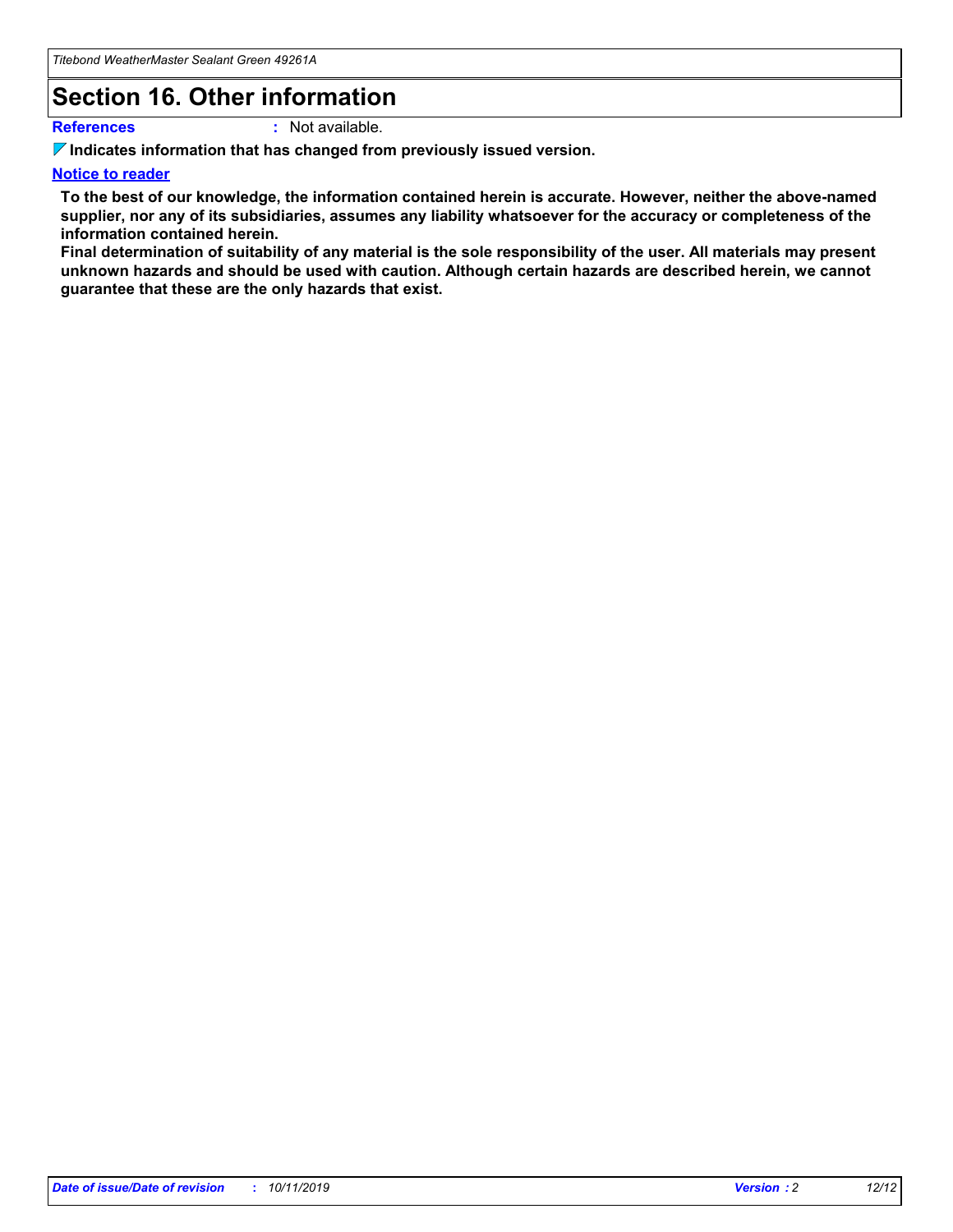# Section 16. Other information

**References** : Not available.

**Indicates information that has changed from previously issued version.**

**Notice to reader**

**To the best of our knowledge, the information contained herein is accurate. However, neither the above-named supplier, nor any of its subsidiaries, assumes any liability whatsoever for the accuracy or completeness of the information contained herein.**

**Final determination of suitability of any material is the sole responsibility of the user. All materials may present unknown hazards and should be used with caution. Although certain hazards are described herein, we cannot guarantee that these are the only hazards that exist.**